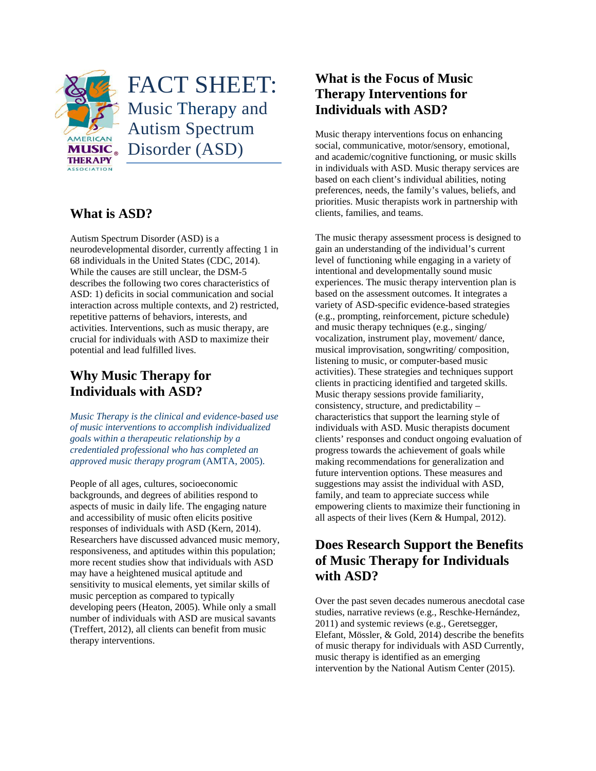# FACT SHEET: Music Therapy and Autism Spectrum Disorder (ASD)

## What is ASD?

Autism Spectrum Disorder (ASD) is a neurodevelopmental disorder, currently affecting 1 in 68 individuals in the United States (CDC, 2014). While the causes are still unclear, the DSM-5 describes the following two cores characteristics of ASD: 1) deficits in social communication and social interaction across multiple contexts, and 2) restricted, repetitive patterns of behaviors, interests, and activities. Interventions, such as music therapy, are crucial for individuals with ASD to maximize their potential and lead fulfilled lives.

## Why Music Therapy for Individuals with ASD?

*Music Therapy is the clinical and evidence-based use of music interventions to accomplish individualized goals within a therapeutic relationship by a credentialed professional who has completed an approved music therapy program* (AMTA, 2005).

People of all ages, cultures, socioeconomic backgrounds, and degrees of abilities respond to aspects of music in daily life. The engaging nature and accessibility of music often elicits positive responses of individuals with ASD (Kern, 2014). Researchers have discussed advanced music memory, responsiveness, and aptitudes within this population; more recent studies show that individuals with ASD may have a heightened musical aptitude and sensitivity to musical elements, yet similar skills of music perception as compared to typically developing peers (Heaton, 2005). While only a small number of individuals with ASD are musical savants (Treffert, 2012), all clients can benefit from music therapy interventions.

## What is the Focus of Music Therapy Interventions for Individuals with ASD?

Music therapy interventions focus on enhancing social, communicative, motor/sensory, emotional, and academic/cognitive functioning, or music skills in individuals with ASD. Music therapy services are based on each client's individual abilities, noting preferences, needs, the family's values, beliefs, and priorities. Music therapists work in partnership with clients, families, and teams.

The music therapy assessment process is designed to gain an understanding of the individual's current level of functioning while engaging in a variety of intentional and developmentally sound music experiences. The music therapy intervention plan is based on the assessment outcomes. It integrates a variety of ASD-specific evidence-based strategies (e.g., prompting, reinforcement, picture schedule) and music therapy techniques (e.g., singing/ vocalization, instrument play, movement/ dance, musical improvisation, songwriting/ composition, listening to music, or computer-based music activities). These strategies and techniques support clients in practicing identified and targeted skills. Music therapy sessions provide familiarity, consistency, structure, and predictability – characteristics that support the learning style of individuals with ASD. Music therapists document clients' responses and conduct ongoing evaluation of progress towards the achievement of goals while making recommendations for generalization and future intervention options. These measures and suggestions may assist the individual with ASD, family, and team to appreciate success while empowering clients to maximize their functioning in all aspects of their lives (Kern & Humpal, 2012).

## Does Research Support the Benefits of Music Therapy for Individuals with ASD?

Over the past seven decades numerous anecdotal case studies, narrative reviews (e.g., Reschke-Hernández, 2011) and systemic reviews (e.g., Geretsegger, Elefant, Mössler, & Gold, 2014) describe the benefits of music therapy for individuals with ASD Currently, music therapy is identified as an emerging intervention by the National Autism Center (2015).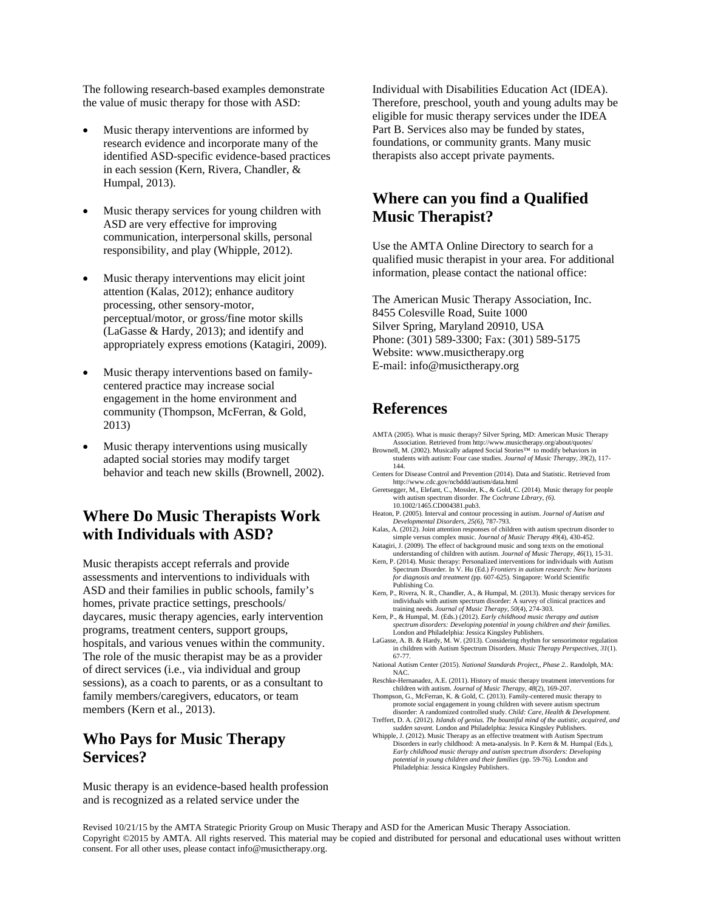The following research-based examples demonstrate the value of music therapy for those with ASD:

- Music therapy interventions are informed by research evidence and incorporate many of the identified ASD-specific evidence-based practices in each session (Kern, Rivera, Chandler, & Humpal, 2013).
- Music therapy services for young children with ASD are very effective for improving communication, interpersonal skills, personal responsibility, and play (Whipple, 2012).
- Music therapy interventions may elicit joint attention (Kalas, 2012); enhance auditory processing, other sensory-motor, perceptual/motor, or gross/fine motor skills (LaGasse & Hardy, 2013); and identify and appropriately express emotions (Katagiri, 2009).
- Music therapy interventions based on family-centered practice may increase social engagement in the home environment and community (Thompson, McFerran, & Gold, 2013)
- Music therapy interventions using musically adapted social stories may modify target behavior and teach new skills (Brownell, 2002).

## Where Do Music Therapists Work with Individuals with ASD?

Music therapists accept referrals and provide assessments and interventions to individuals with ASD and their families in public schools, family's homes, private practice settings, preschools/ daycares, music therapy agencies, early intervention programs, treatment centers, support groups, hospitals, and various venues within the community. The role of the music therapist may be as a provider of direct services (i.e., via individual and group sessions), as a coach to parents, or as a consultant to family members/caregivers, educators, or team members (Kern et al., 2013).

## Who Pays for Music Therapy Services?

Music therapy is an evidence-based health profession and is recognized as a related service under the Individual with Disabilities Education Act (IDEA). Therefore, preschool, youth and young adults may be eligible for music therapy services under the IDEA Part B. Services also may be funded by states, foundations, or community grants. Many music therapists also accept private payments.

## Where can you find a Qualified Music Therapist?

Use the AMTA Online Directory to search for a qualified music therapist in your area. For additional information, please contact the national office:

The American Music Therapy Association, Inc.
8455 Colesville Road, Suite 1000
Silver Spring, Maryland 20910, USA
Phone: (301) 589-3300; Fax: (301) 589-5175
Website: www.musictherapy.org
E-mail: info@musictherapy.org

## References

AMTA (2005). What is music therapy? Silver Spring, MD: American Music Therapy Association. Retrieved from http://www.musictherapy.org/about/quotes/

Brownell, M. (2002). Musically adapted Social Stories™ to modify behaviors in students with autism: Four case studies. *Journal of Music Therapy, 39*(2), 117-144.

Centers for Disease Control and Prevention (2014). Data and Statistic. Retrieved from http://www.cdc.gov/ncbddd/autism/data.html

Geretsegger, M., Elefant, C., Mossler, K., & Gold, C. (2014). Music therapy for people with autism spectrum disorder. *The Cochrane Library, (6).* 10.1002/1465.CD004381.pub3.

Heaton, P. (2005). Interval and contour processing in autism. *Journal of Autism and Developmental Disorders, 25(6)*, 787-793.

Kalas, A. (2012). Joint attention responses of children with autism spectrum disorder to simple versus complex music. *Journal of Music Therapy 49*(4), 430-452.

Katagiri, J. (2009). The effect of background music and song texts on the emotional understanding of children with autism. *Journal of Music Therapy, 46*(1), 15-31.

Kern, P. (2014). Music therapy: Personalized interventions for individuals with Autism Spectrum Disorder. In V. Hu (Ed.) *Frontiers in autism research: New horizons for diagnosis and treatment (*pp. 607-625). Singapore: World Scientific Publishing Co.

Kern, P., Rivera, N. R., Chandler, A., & Humpal, M. (2013). Music therapy services for individuals with autism spectrum disorder: A survey of clinical practices and training needs. *Journal of Music Therapy, 50*(4), 274-303.

Kern, P., & Humpal, M. (Eds.) (2012). *Early childhood music therapy and autism spectrum disorders: Developing potential in young children and their families.* London and Philadelphia: Jessica Kingsley Publishers.

LaGasse, A. B. & Hardy, M. W. (2013). Considering rhythm for sensorimotor regulation in children with Autism Spectrum Disorders. *Music Therapy Perspectives, 31*(1). 67-77.

National Autism Center (2015). *National Standards Project,, Phase 2.*. Randolph, MA: NAC.

Reschke-Hernanadez, A.E. (2011). History of music therapy treatment interventions for children with autism. *Journal of Music Therapy, 48*(2), 169-207.

Thompson, G., McFerran, K. & Gold, C. (2013). Family-centered music therapy to promote social engagement in young children with severe autism spectrum disorder: A randomized controlled study. *Child: Care, Health & Development.*

Treffert, D. A. (2012). *Islands of genius. The bountiful mind of the autistic, acquired, and sudden savant.* London and Philadelphia: Jessica Kingsley Publishers.

Whipple, J. (2012). Music Therapy as an effective treatment with Autism Spectrum Disorders in early childhood: A meta-analysis. In P. Kern & M. Humpal (Eds.), *Early childhood music therapy and autism spectrum disorders: Developing potential in young children and their families* (pp. 59-76). London and Philadelphia: Jessica Kingsley Publishers.

Revised 10/21/15 by the AMTA Strategic Priority Group on Music Therapy and ASD for the American Music Therapy Association.
Copyright ©2015 by AMTA. All rights reserved. This material may be copied and distributed for personal and educational uses without written consent. For all other uses, please contact info@musictherapy.org.